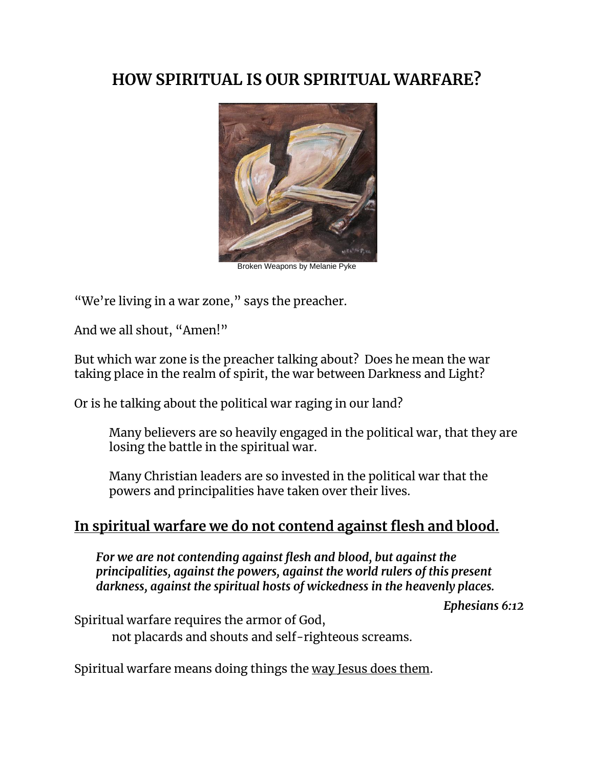# HOW SPIRITUAL IS OUR SPIRITUAL WARFARE?

Broken Weapons by Melanie Pyke

"We're living in a war zone," says the preacher.

And we all shout, "Amen!"

But which war zone is the preacher talking about? Does he mean the war taking place in the realm of spirit, the war between Darkness and Light?

Or is he talking about the political war raging in our land?

> Many believers are so heavily engaged in the political war, that they are losing the battle in the spiritual war.
>
> Many Christian leaders are so invested in the political war that the powers and principalities have taken over their lives.

## In spiritual warfare we do not contend against flesh and blood.

> ***For we are not contending against flesh and blood, but against the principalities, against the powers, against the world rulers of this present darkness, against the spiritual hosts of wickedness in the heavenly places.***
>
> ***Ephesians 6:12***

Spiritual warfare requires the armor of God,
not placards and shouts and self-righteous screams.

Spiritual warfare means doing things the way Jesus does them.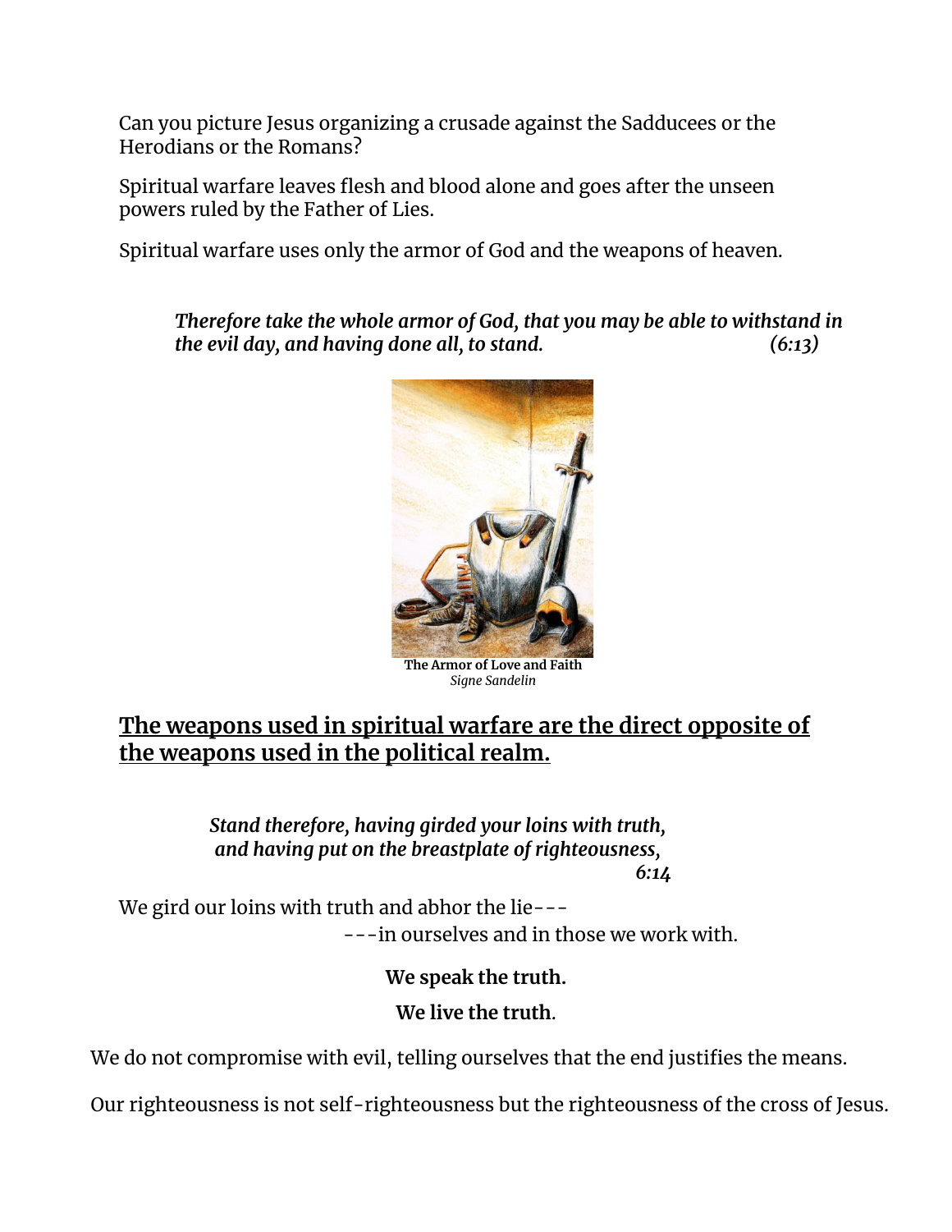Can you picture Jesus organizing a crusade against the Sadducees or the Herodians or the Romans?

Spiritual warfare leaves flesh and blood alone and goes after the unseen powers ruled by the Father of Lies.

Spiritual warfare uses only the armor of God and the weapons of heaven.

> ***Therefore take the whole armor of God, that you may be able to withstand in the evil day, and having done all, to stand. (6:13)***

**The Armor of Love and Faith**
*Signe Sandelin*

## <u>The weapons used in spiritual warfare are the direct opposite of the weapons used in the political realm.</u>

> ***Stand therefore, having girded your loins with truth,***
> ***and having put on the breastplate of righteousness,***
> ***6:14***

We gird our loins with truth and abhor the lie---
---in ourselves and in those we work with.

**We speak the truth.**

**We live the truth.**

We do not compromise with evil, telling ourselves that the end justifies the means.

Our righteousness is not self-righteousness but the righteousness of the cross of Jesus.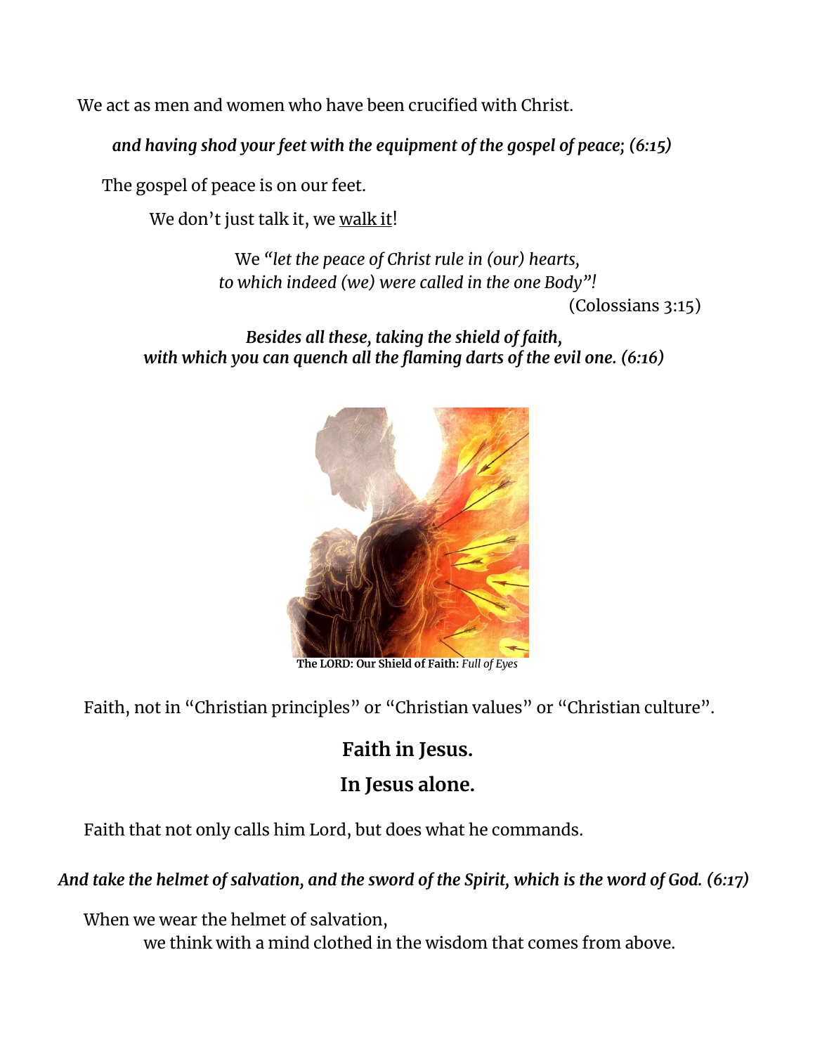We act as men and women who have been crucified with Christ.

***and having shod your feet with the equipment of the gospel of peace; (6:15)***

The gospel of peace is on our feet.

We don't just talk it, we <u>walk it</u>!

We *"let the peace of Christ rule in (our) hearts,*
*to which indeed (we) were called in the one Body"!*
(Colossians 3:15)

***Besides all these, taking the shield of faith,***
***with which you can quench all the flaming darts of the evil one. (6:16)***

**The LORD: Our Shield of Faith:** *Full of Eyes*

Faith, not in "Christian principles" or "Christian values" or "Christian culture".

**Faith in Jesus.**

**In Jesus alone.**

Faith that not only calls him Lord, but does what he commands.

***And take the helmet of salvation, and the sword of the Spirit, which is the word of God. (6:17)***

When we wear the helmet of salvation,
we think with a mind clothed in the wisdom that comes from above.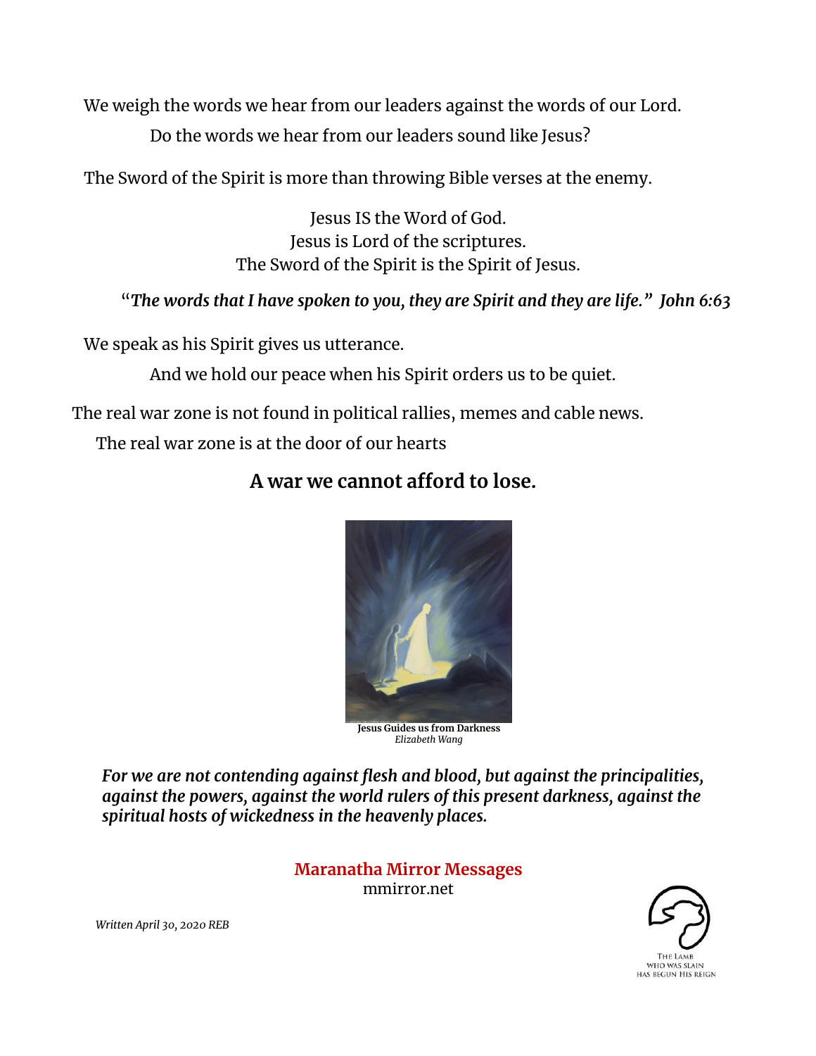We weigh the words we hear from our leaders against the words of our Lord.

Do the words we hear from our leaders sound like Jesus?

The Sword of the Spirit is more than throwing Bible verses at the enemy.

Jesus IS the Word of God.
Jesus is Lord of the scriptures.
The Sword of the Spirit is the Spirit of Jesus.

"*The words that I have spoken to you, they are Spirit and they are life." John 6:63*

We speak as his Spirit gives us utterance.

And we hold our peace when his Spirit orders us to be quiet.

The real war zone is not found in political rallies, memes and cable news.

The real war zone is at the door of our hearts

**A war we cannot afford to lose.**

**Jesus Guides us from Darkness**
*Elizabeth Wang*

***For we are not contending against flesh and blood, but against the principalities, against the powers, against the world rulers of this present darkness, against the spiritual hosts of wickedness in the heavenly places.***

**Maranatha Mirror Messages**
mmirror.net

*Written April 30, 2020 REB*

THE LAMB WHO WAS SLAIN HAS BEGUN HIS REIGN